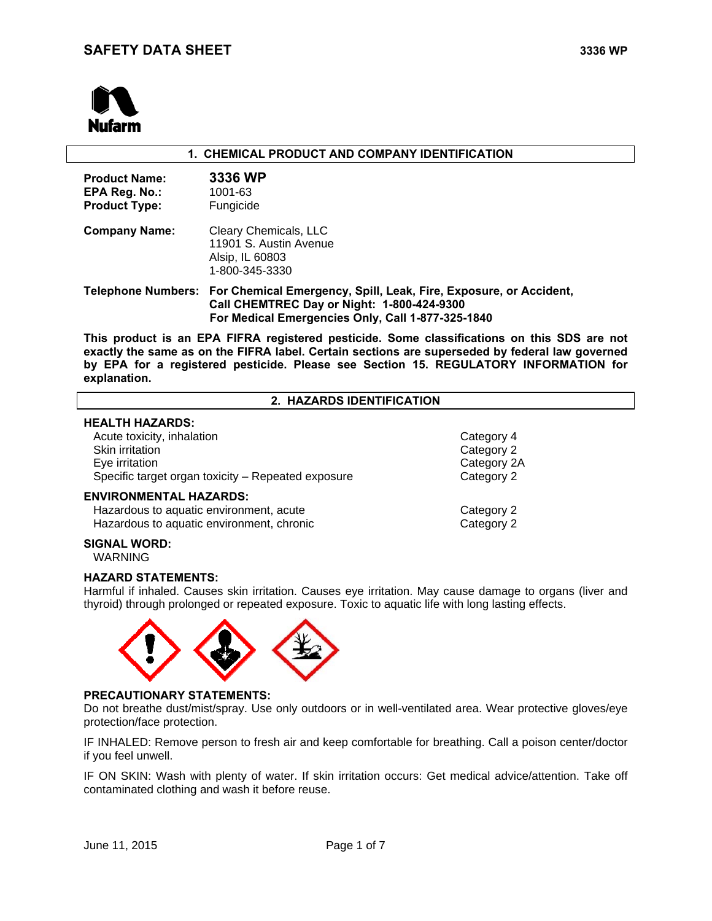# SAFETY DATA SHEET

**3336 WP**

## 1. CHEMICAL PRODUCT AND COMPANY IDENTIFICATION

**Product Name:** **3336 WP**
**EPA Reg. No.:** 1001-63
**Product Type:** Fungicide

**Company Name:** Cleary Chemicals, LLC
11901 S. Austin Avenue
Alsip, IL 60803
1-800-345-3330

**Telephone Numbers:** **For Chemical Emergency, Spill, Leak, Fire, Exposure, or Accident, Call CHEMTREC Day or Night: 1-800-424-9300**
**For Medical Emergencies Only, Call 1-877-325-1840**

**This product is an EPA FIFRA registered pesticide. Some classifications on this SDS are not exactly the same as on the FIFRA label. Certain sections are superseded by federal law governed by EPA for a registered pesticide. Please see Section 15. REGULATORY INFORMATION for explanation.**

## 2. HAZARDS IDENTIFICATION

**HEALTH HAZARDS:**

| | |
|---|---|
| Acute toxicity, inhalation | Category 4 |
| Skin irritation | Category 2 |
| Eye irritation | Category 2A |
| Specific target organ toxicity – Repeated exposure | Category 2 |

**ENVIRONMENTAL HAZARDS:**

| | |
|---|---|
| Hazardous to aquatic environment, acute | Category 2 |
| Hazardous to aquatic environment, chronic | Category 2 |

**SIGNAL WORD:**
WARNING

**HAZARD STATEMENTS:**
Harmful if inhaled. Causes skin irritation. Causes eye irritation. May cause damage to organs (liver and thyroid) through prolonged or repeated exposure. Toxic to aquatic life with long lasting effects.

**PRECAUTIONARY STATEMENTS:**
Do not breathe dust/mist/spray. Use only outdoors or in well-ventilated area. Wear protective gloves/eye protection/face protection.

IF INHALED: Remove person to fresh air and keep comfortable for breathing. Call a poison center/doctor if you feel unwell.

IF ON SKIN: Wash with plenty of water. If skin irritation occurs: Get medical advice/attention. Take off contaminated clothing and wash it before reuse.

June 11, 2015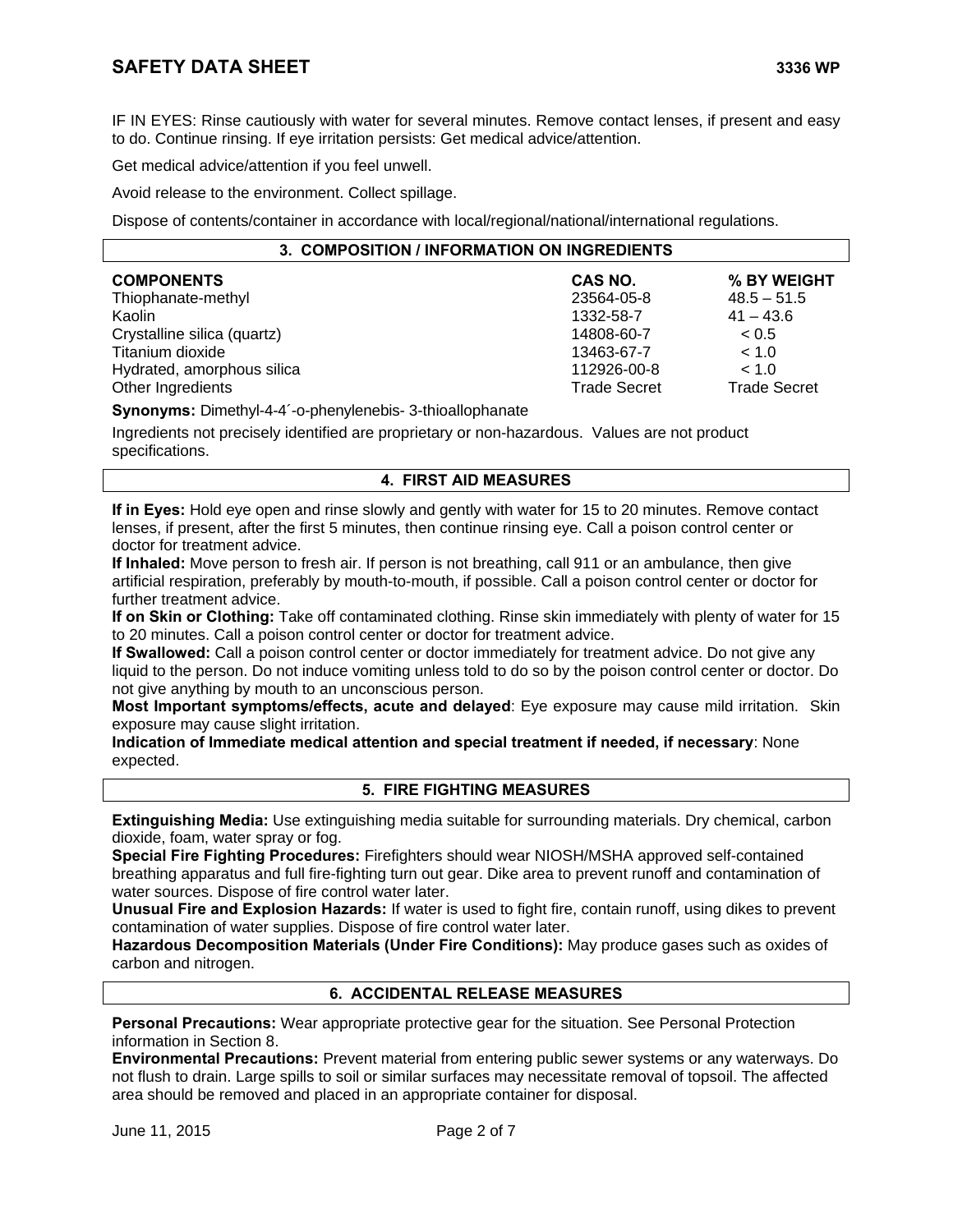IF IN EYES: Rinse cautiously with water for several minutes. Remove contact lenses, if present and easy to do. Continue rinsing. If eye irritation persists: Get medical advice/attention.

Get medical advice/attention if you feel unwell.

Avoid release to the environment. Collect spillage.

Dispose of contents/container in accordance with local/regional/national/international regulations.

## 3. COMPOSITION / INFORMATION ON INGREDIENTS

| COMPONENTS | CAS NO. | % BY WEIGHT |
|---|---|---|
| Thiophanate-methyl | 23564-05-8 | 48.5 – 51.5 |
| Kaolin | 1332-58-7 | 41 – 43.6 |
| Crystalline silica (quartz) | 14808-60-7 | < 0.5 |
| Titanium dioxide | 13463-67-7 | < 1.0 |
| Hydrated, amorphous silica | 112926-00-8 | < 1.0 |
| Other Ingredients | Trade Secret | Trade Secret |

**Synonyms:** Dimethyl-4-4´-o-phenylenebis- 3-thioallophanate

Ingredients not precisely identified are proprietary or non-hazardous. Values are not product specifications.

## 4. FIRST AID MEASURES

**If in Eyes:** Hold eye open and rinse slowly and gently with water for 15 to 20 minutes. Remove contact lenses, if present, after the first 5 minutes, then continue rinsing eye. Call a poison control center or doctor for treatment advice.

**If Inhaled:** Move person to fresh air. If person is not breathing, call 911 or an ambulance, then give artificial respiration, preferably by mouth-to-mouth, if possible. Call a poison control center or doctor for further treatment advice.

**If on Skin or Clothing:** Take off contaminated clothing. Rinse skin immediately with plenty of water for 15 to 20 minutes. Call a poison control center or doctor for treatment advice.

**If Swallowed:** Call a poison control center or doctor immediately for treatment advice. Do not give any liquid to the person. Do not induce vomiting unless told to do so by the poison control center or doctor. Do not give anything by mouth to an unconscious person.

**Most Important symptoms/effects, acute and delayed**: Eye exposure may cause mild irritation. Skin exposure may cause slight irritation.

**Indication of Immediate medical attention and special treatment if needed, if necessary**: None expected.

## 5. FIRE FIGHTING MEASURES

**Extinguishing Media:** Use extinguishing media suitable for surrounding materials. Dry chemical, carbon dioxide, foam, water spray or fog.

**Special Fire Fighting Procedures:** Firefighters should wear NIOSH/MSHA approved self-contained breathing apparatus and full fire-fighting turn out gear. Dike area to prevent runoff and contamination of water sources. Dispose of fire control water later.

**Unusual Fire and Explosion Hazards:** If water is used to fight fire, contain runoff, using dikes to prevent contamination of water supplies. Dispose of fire control water later.

**Hazardous Decomposition Materials (Under Fire Conditions):** May produce gases such as oxides of carbon and nitrogen.

## 6. ACCIDENTAL RELEASE MEASURES

**Personal Precautions:** Wear appropriate protective gear for the situation. See Personal Protection information in Section 8.

**Environmental Precautions:** Prevent material from entering public sewer systems or any waterways. Do not flush to drain. Large spills to soil or similar surfaces may necessitate removal of topsoil. The affected area should be removed and placed in an appropriate container for disposal.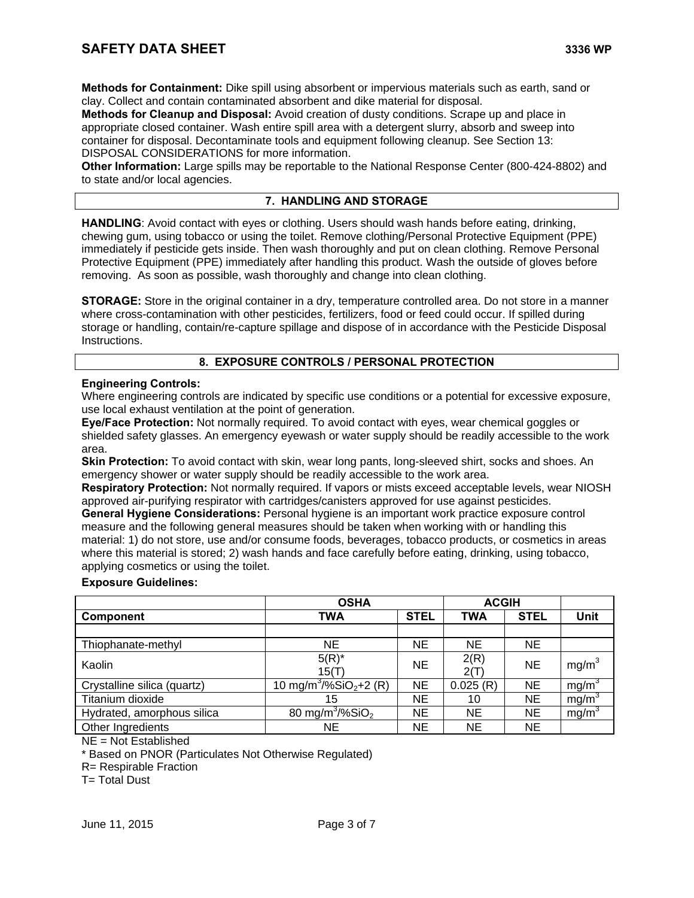**Methods for Containment:** Dike spill using absorbent or impervious materials such as earth, sand or clay. Collect and contain contaminated absorbent and dike material for disposal.
**Methods for Cleanup and Disposal:** Avoid creation of dusty conditions. Scrape up and place in appropriate closed container. Wash entire spill area with a detergent slurry, absorb and sweep into container for disposal. Decontaminate tools and equipment following cleanup. See Section 13: DISPOSAL CONSIDERATIONS for more information.
**Other Information:** Large spills may be reportable to the National Response Center (800-424-8802) and to state and/or local agencies.

## 7. HANDLING AND STORAGE

**HANDLING**: Avoid contact with eyes or clothing. Users should wash hands before eating, drinking, chewing gum, using tobacco or using the toilet. Remove clothing/Personal Protective Equipment (PPE) immediately if pesticide gets inside. Then wash thoroughly and put on clean clothing. Remove Personal Protective Equipment (PPE) immediately after handling this product. Wash the outside of gloves before removing. As soon as possible, wash thoroughly and change into clean clothing.

**STORAGE:** Store in the original container in a dry, temperature controlled area. Do not store in a manner where cross-contamination with other pesticides, fertilizers, food or feed could occur. If spilled during storage or handling, contain/re-capture spillage and dispose of in accordance with the Pesticide Disposal Instructions.

## 8. EXPOSURE CONTROLS / PERSONAL PROTECTION

**Engineering Controls:**
Where engineering controls are indicated by specific use conditions or a potential for excessive exposure, use local exhaust ventilation at the point of generation.
**Eye/Face Protection:** Not normally required. To avoid contact with eyes, wear chemical goggles or shielded safety glasses. An emergency eyewash or water supply should be readily accessible to the work area.
**Skin Protection:** To avoid contact with skin, wear long pants, long-sleeved shirt, socks and shoes. An emergency shower or water supply should be readily accessible to the work area.
**Respiratory Protection:** Not normally required. If vapors or mists exceed acceptable levels, wear NIOSH approved air-purifying respirator with cartridges/canisters approved for use against pesticides.
**General Hygiene Considerations:** Personal hygiene is an important work practice exposure control measure and the following general measures should be taken when working with or handling this material: 1) do not store, use and/or consume foods, beverages, tobacco products, or cosmetics in areas where this material is stored; 2) wash hands and face carefully before eating, drinking, using tobacco, applying cosmetics or using the toilet.

**Exposure Guidelines:**

| | OSHA | | ACGIH | | |
|---|---|---|---|---|---|
| **Component** | **TWA** | **STEL** | **TWA** | **STEL** | **Unit** |
| | | | | | |
| Thiophanate-methyl | NE | NE | NE | NE | |
| Kaolin | 5(R)* 15(T) | NE | 2(R) 2(T) | NE | $mg/m^3$ |
| Crystalline silica (quartz) | 10 $mg/m^3$/%$SiO_2$+2 (R) | NE | 0.025 (R) | NE | $mg/m^3$ |
| Titanium dioxide | 15 | NE | 10 | NE | $mg/m^3$ |
| Hydrated, amorphous silica | 80 $mg/m^3$/%$SiO_2$ | NE | NE | NE | $mg/m^3$ |
| Other Ingredients | NE | NE | NE | NE | |

NE = Not Established
* Based on PNOR (Particulates Not Otherwise Regulated)
R= Respirable Fraction
T= Total Dust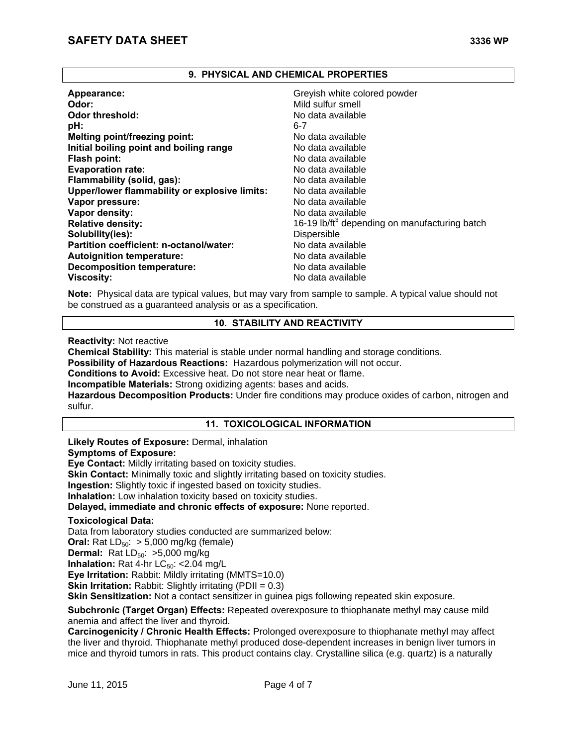## 9. PHYSICAL AND CHEMICAL PROPERTIES

| | |
|---|---|
| **Appearance:** | Greyish white colored powder |
| **Odor:** | Mild sulfur smell |
| **Odor threshold:** | No data available |
| **pH:** | 6-7 |
| **Melting point/freezing point:** | No data available |
| **Initial boiling point and boiling range** | No data available |
| **Flash point:** | No data available |
| **Evaporation rate:** | No data available |
| **Flammability (solid, gas):** | No data available |
| **Upper/lower flammability or explosive limits:** | No data available |
| **Vapor pressure:** | No data available |
| **Vapor density:** | No data available |
| **Relative density:** | 16-19 $lb/ft^3$ depending on manufacturing batch |
| **Solubility(ies):** | Dispersible |
| **Partition coefficient: n-octanol/water:** | No data available |
| **Autoignition temperature:** | No data available |
| **Decomposition temperature:** | No data available |
| **Viscosity:** | No data available |

**Note:** Physical data are typical values, but may vary from sample to sample. A typical value should not be construed as a guaranteed analysis or as a specification.

## 10. STABILITY AND REACTIVITY

**Reactivity:** Not reactive

**Chemical Stability:** This material is stable under normal handling and storage conditions.

**Possibility of Hazardous Reactions:** Hazardous polymerization will not occur.

**Conditions to Avoid:** Excessive heat. Do not store near heat or flame.

**Incompatible Materials:** Strong oxidizing agents: bases and acids.

**Hazardous Decomposition Products:** Under fire conditions may produce oxides of carbon, nitrogen and sulfur.

## 11. TOXICOLOGICAL INFORMATION

**Likely Routes of Exposure:** Dermal, inhalation

**Symptoms of Exposure:**

**Eye Contact:** Mildly irritating based on toxicity studies.

**Skin Contact:** Minimally toxic and slightly irritating based on toxicity studies.

**Ingestion:** Slightly toxic if ingested based on toxicity studies.

**Inhalation:** Low inhalation toxicity based on toxicity studies.

**Delayed, immediate and chronic effects of exposure:** None reported.

**Toxicological Data:**

Data from laboratory studies conducted are summarized below:

**Oral:** Rat $LD_{50}$: > 5,000 mg/kg (female)

**Dermal:** Rat $LD_{50}$: >5,000 mg/kg

**Inhalation:** Rat 4-hr $LC_{50}$: <2.04 mg/L

**Eye Irritation:** Rabbit: Mildly irritating (MMTS=10.0)

**Skin Irritation:** Rabbit: Slightly irritating (PDII = 0.3)

**Skin Sensitization:** Not a contact sensitizer in guinea pigs following repeated skin exposure.

**Subchronic (Target Organ) Effects:** Repeated overexposure to thiophanate methyl may cause mild anemia and affect the liver and thyroid.

**Carcinogenicity / Chronic Health Effects:** Prolonged overexposure to thiophanate methyl may affect the liver and thyroid. Thiophanate methyl produced dose-dependent increases in benign liver tumors in mice and thyroid tumors in rats. This product contains clay. Crystalline silica (e.g. quartz) is a naturally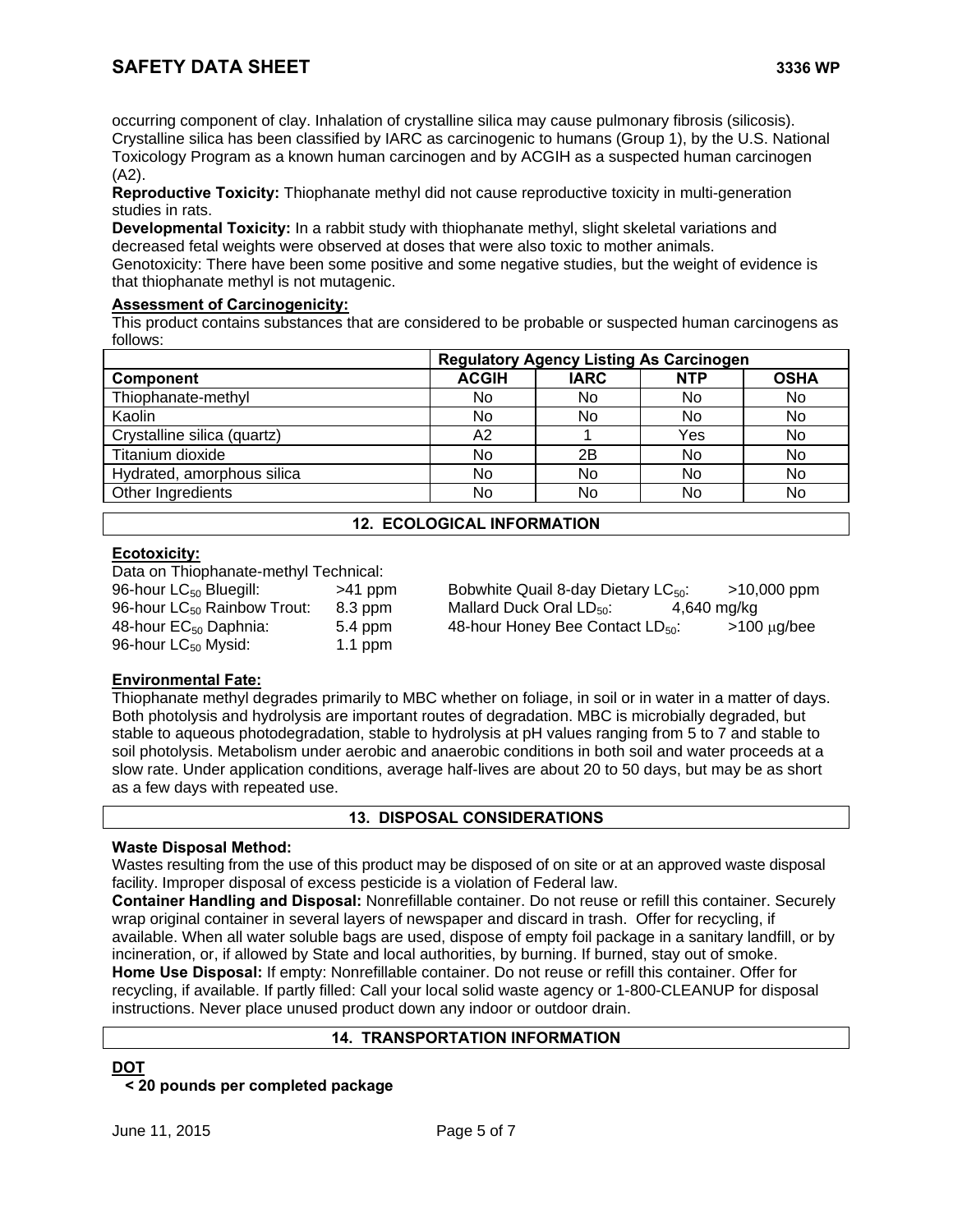occurring component of clay. Inhalation of crystalline silica may cause pulmonary fibrosis (silicosis). Crystalline silica has been classified by IARC as carcinogenic to humans (Group 1), by the U.S. National Toxicology Program as a known human carcinogen and by ACGIH as a suspected human carcinogen (A2).

**Reproductive Toxicity:** Thiophanate methyl did not cause reproductive toxicity in multi-generation studies in rats.

**Developmental Toxicity:** In a rabbit study with thiophanate methyl, slight skeletal variations and decreased fetal weights were observed at doses that were also toxic to mother animals.

Genotoxicity: There have been some positive and some negative studies, but the weight of evidence is that thiophanate methyl is not mutagenic.

**Assessment of Carcinogenicity:**

This product contains substances that are considered to be probable or suspected human carcinogens as follows:

| | Regulatory Agency Listing As Carcinogen | | | |
|---|---|---|---|---|
| **Component** | **ACGIH** | **IARC** | **NTP** | **OSHA** |
| Thiophanate-methyl | No | No | No | No |
| Kaolin | No | No | No | No |
| Crystalline silica (quartz) | A2 | 1 | Yes | No |
| Titanium dioxide | No | 2B | No | No |
| Hydrated, amorphous silica | No | No | No | No |
| Other Ingredients | No | No | No | No |

## 12. ECOLOGICAL INFORMATION

**Ecotoxicity:**

Data on Thiophanate-methyl Technical:

| | | | |
|---|---|---|---|
| 96-hour $LC_{50}$ Bluegill: | >41 ppm | Bobwhite Quail 8-day Dietary $LC_{50}$: | >10,000 ppm |
| 96-hour $LC_{50}$ Rainbow Trout: | 8.3 ppm | Mallard Duck Oral $LD_{50}$: | 4,640 mg/kg |
| 48-hour $EC_{50}$ Daphnia: | 5.4 ppm | 48-hour Honey Bee Contact $LD_{50}$: | >100 μg/bee |
| 96-hour $LC_{50}$ Mysid: | 1.1 ppm | | |

**Environmental Fate:**

Thiophanate methyl degrades primarily to MBC whether on foliage, in soil or in water in a matter of days. Both photolysis and hydrolysis are important routes of degradation. MBC is microbially degraded, but stable to aqueous photodegradation, stable to hydrolysis at pH values ranging from 5 to 7 and stable to soil photolysis. Metabolism under aerobic and anaerobic conditions in both soil and water proceeds at a slow rate. Under application conditions, average half-lives are about 20 to 50 days, but may be as short as a few days with repeated use.

## 13. DISPOSAL CONSIDERATIONS

**Waste Disposal Method:**

Wastes resulting from the use of this product may be disposed of on site or at an approved waste disposal facility. Improper disposal of excess pesticide is a violation of Federal law.

**Container Handling and Disposal:** Nonrefillable container. Do not reuse or refill this container. Securely wrap original container in several layers of newspaper and discard in trash. Offer for recycling, if available. When all water soluble bags are used, dispose of empty foil package in a sanitary landfill, or by incineration, or, if allowed by State and local authorities, by burning. If burned, stay out of smoke.

**Home Use Disposal:** If empty: Nonrefillable container. Do not reuse or refill this container. Offer for recycling, if available. If partly filled: Call your local solid waste agency or 1-800-CLEANUP for disposal instructions. Never place unused product down any indoor or outdoor drain.

## 14. TRANSPORTATION INFORMATION

**DOT**

**< 20 pounds per completed package**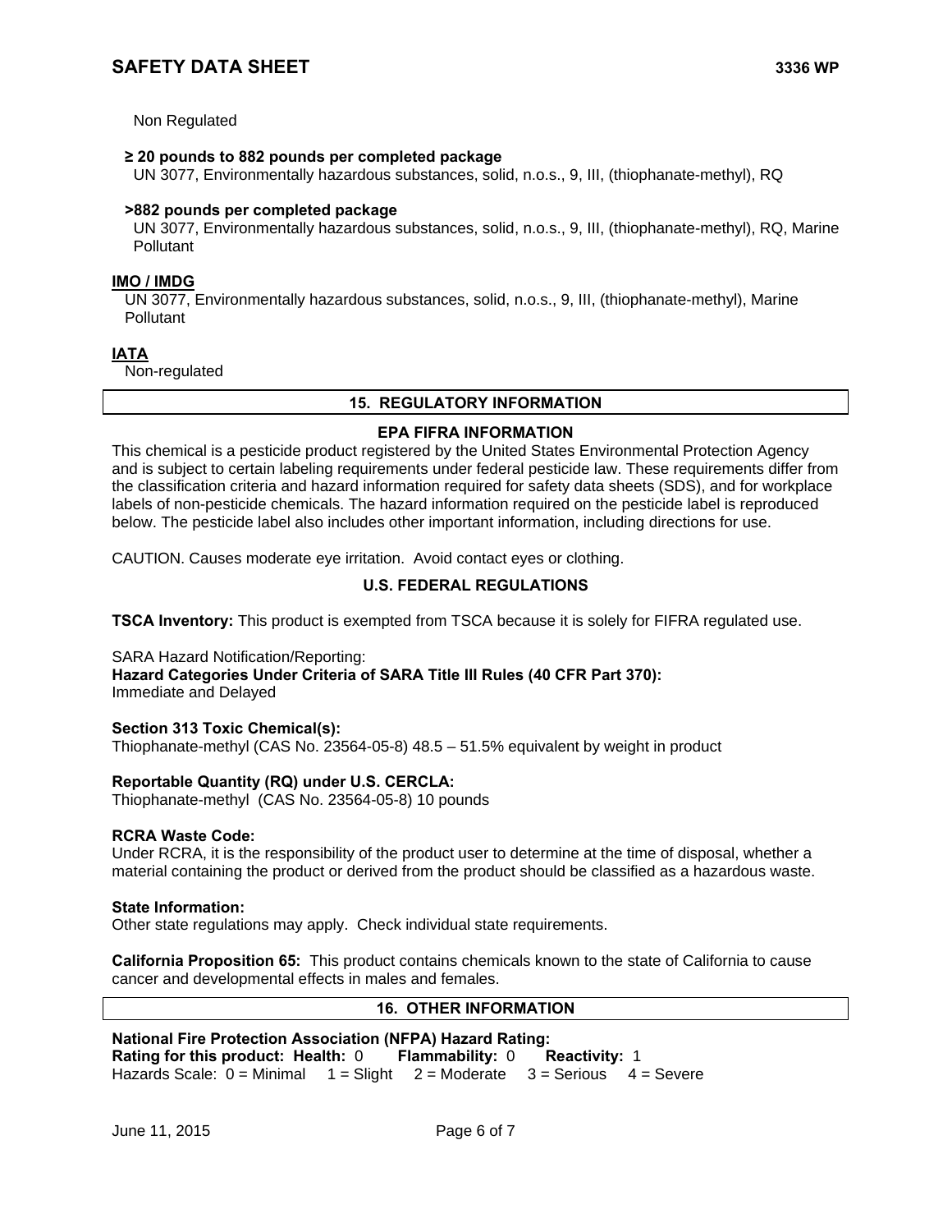Non Regulated

**≥ 20 pounds to 882 pounds per completed package**
UN 3077, Environmentally hazardous substances, solid, n.o.s., 9, III, (thiophanate-methyl), RQ

**>882 pounds per completed package**
UN 3077, Environmentally hazardous substances, solid, n.o.s., 9, III, (thiophanate-methyl), RQ, Marine Pollutant

**IMO / IMDG**
UN 3077, Environmentally hazardous substances, solid, n.o.s., 9, III, (thiophanate-methyl), Marine Pollutant

**IATA**
Non-regulated

## 15. REGULATORY INFORMATION

### EPA FIFRA INFORMATION

This chemical is a pesticide product registered by the United States Environmental Protection Agency and is subject to certain labeling requirements under federal pesticide law. These requirements differ from the classification criteria and hazard information required for safety data sheets (SDS), and for workplace labels of non-pesticide chemicals. The hazard information required on the pesticide label is reproduced below. The pesticide label also includes other important information, including directions for use.

CAUTION. Causes moderate eye irritation. Avoid contact eyes or clothing.

### U.S. FEDERAL REGULATIONS

**TSCA Inventory:** This product is exempted from TSCA because it is solely for FIFRA regulated use.

SARA Hazard Notification/Reporting:
**Hazard Categories Under Criteria of SARA Title III Rules (40 CFR Part 370):**
Immediate and Delayed

**Section 313 Toxic Chemical(s):**
Thiophanate-methyl (CAS No. 23564-05-8) 48.5 – 51.5% equivalent by weight in product

**Reportable Quantity (RQ) under U.S. CERCLA:**
Thiophanate-methyl (CAS No. 23564-05-8) 10 pounds

**RCRA Waste Code:**
Under RCRA, it is the responsibility of the product user to determine at the time of disposal, whether a material containing the product or derived from the product should be classified as a hazardous waste.

**State Information:**
Other state regulations may apply. Check individual state requirements.

**California Proposition 65:** This product contains chemicals known to the state of California to cause cancer and developmental effects in males and females.

## 16. OTHER INFORMATION

**National Fire Protection Association (NFPA) Hazard Rating:**
**Rating for this product: Health:** 0 **Flammability:** 0 **Reactivity:** 1
Hazards Scale: 0 = Minimal 1 = Slight 2 = Moderate 3 = Serious 4 = Severe

June 11, 2015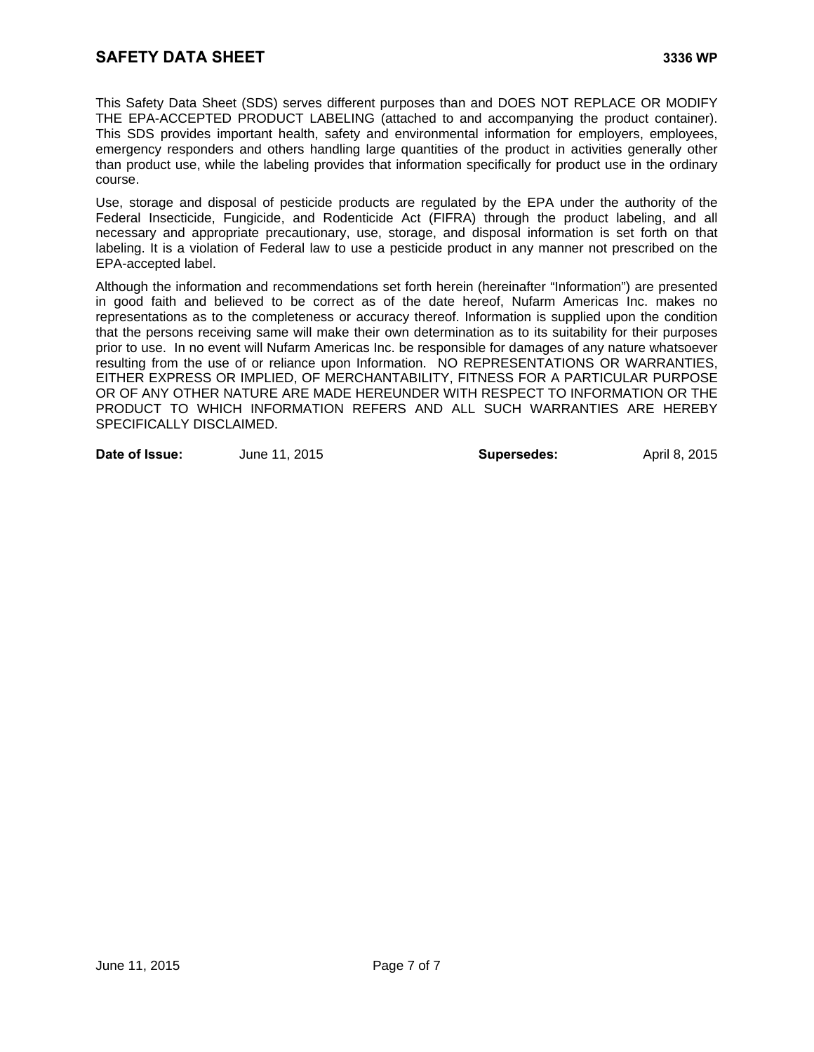This Safety Data Sheet (SDS) serves different purposes than and DOES NOT REPLACE OR MODIFY THE EPA-ACCEPTED PRODUCT LABELING (attached to and accompanying the product container). This SDS provides important health, safety and environmental information for employers, employees, emergency responders and others handling large quantities of the product in activities generally other than product use, while the labeling provides that information specifically for product use in the ordinary course.

Use, storage and disposal of pesticide products are regulated by the EPA under the authority of the Federal Insecticide, Fungicide, and Rodenticide Act (FIFRA) through the product labeling, and all necessary and appropriate precautionary, use, storage, and disposal information is set forth on that labeling. It is a violation of Federal law to use a pesticide product in any manner not prescribed on the EPA-accepted label.

Although the information and recommendations set forth herein (hereinafter "Information") are presented in good faith and believed to be correct as of the date hereof, Nufarm Americas Inc. makes no representations as to the completeness or accuracy thereof. Information is supplied upon the condition that the persons receiving same will make their own determination as to its suitability for their purposes prior to use. In no event will Nufarm Americas Inc. be responsible for damages of any nature whatsoever resulting from the use of or reliance upon Information. NO REPRESENTATIONS OR WARRANTIES, EITHER EXPRESS OR IMPLIED, OF MERCHANTABILITY, FITNESS FOR A PARTICULAR PURPOSE OR OF ANY OTHER NATURE ARE MADE HEREUNDER WITH RESPECT TO INFORMATION OR THE PRODUCT TO WHICH INFORMATION REFERS AND ALL SUCH WARRANTIES ARE HEREBY SPECIFICALLY DISCLAIMED.

**Date of Issue:** June 11, 2015 **Supersedes:** April 8, 2015